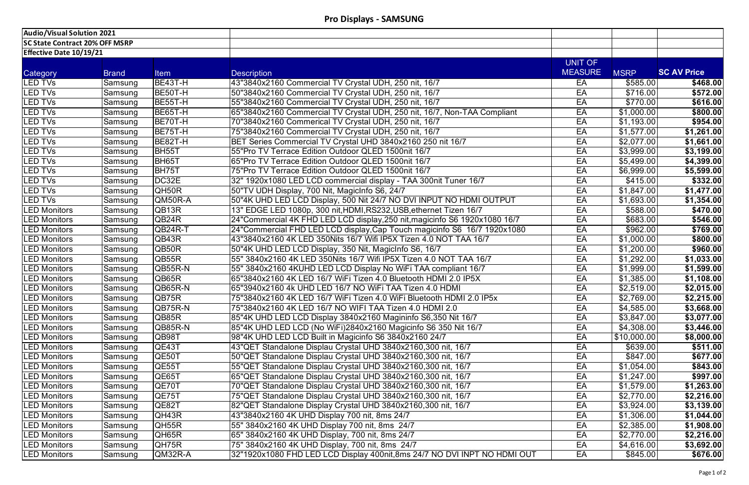# Pro Displays - SAMSUNG

| Audio/Visual Solution 2021 | | | | | | |
|---|---|---|---|---|---|---|
| **SC State Contract 20% OFF MSRP** | | | | | | |
| **Effective Date 10/19/21** | | | | | | |
| **Category** | **Brand** | **Item** | **Description** | **UNIT OF MEASURE** | **MSRP** | **SC AV Price** |
| LED TVs | Samsung | BE43T-H | 43"3840x2160 Commercial TV Crystal UDH, 250 nit, 16/7 | EA | $585.00 | **$468.00** |
| LED TVs | Samsung | BE50T-H | 50"3840x2160 Commercial TV Crystal UDH, 250 nit, 16/7 | EA | $716.00 | **$572.00** |
| LED TVs | Samsung | BE55T-H | 55"3840x2160 Commercial TV Crystal UDH, 250 nit, 16/7 | EA | $770.00 | **$616.00** |
| LED TVs | Samsung | BE65T-H | 65"3840x2160 Commercial TV Crystal UDH, 250 nit, 16/7, Non-TAA Compliant | EA | $1,000.00 | **$800.00** |
| LED TVs | Samsung | BE70T-H | 70"3840x2160 Commerical TV Crystal UDH, 250 nit, 16/7 | EA | $1,193.00 | **$954.00** |
| LED TVs | Samsung | BE75T-H | 75"3840x2160 Commercial TV Crystal UDH, 250 nit, 16/7 | EA | $1,577.00 | **$1,261.00** |
| LED TVs | Samsung | BE82T-H | BET Series Commercial TV Crystal UHD 3840x2160 250 nit 16/7 | EA | $2,077.00 | **$1,661.00** |
| LED TVs | Samsung | BH55T | 55"Pro TV Terrace Edition Outdoor QLED 1500nit 16/7 | EA | $3,999.00 | **$3,199.00** |
| LED TVs | Samsung | BH65T | 65"Pro TV Terrace Edition Outdoor QLED 1500nit 16/7 | EA | $5,499.00 | **$4,399.00** |
| LED TVs | Samsung | BH75T | 75"Pro TV Terrace Edition Outdoor QLED 1500nit 16/7 | EA | $6,999.00 | **$5,599.00** |
| LED TVs | Samsung | DC32E | 32" 1920x1080 LED LCD commercial display - TAA 300nit Tuner 16/7 | EA | $415.00 | **$332.00** |
| LED TVs | Samsung | QH50R | 50"TV UDH Display, 700 Nit, MagicInfo S6, 24/7 | EA | $1,847.00 | **$1,477.00** |
| LED TVs | Samsung | QM50R-A | 50"4K UHD LED LCD Display, 500 Nit 24/7 NO DVI INPUT NO HDMI OUTPUT | EA | $1,693.00 | **$1,354.00** |
| LED Monitors | Samsung | QB13R | 13" EDGE LED 1080p, 300 nit,HDMI,RS232,USB,ethernet Tizen 16/7 | EA | $588.00 | **$470.00** |
| LED Monitors | Samsung | QB24R | 24"Commercial 4K FHD LED LCD display,250 nit,magicinfo S6 1920x1080 16/7 | EA | $683.00 | **$546.00** |
| LED Monitors | Samsung | QB24R-T | 24"Commercial FHD LED LCD display,Cap Touch magicinfo S6 16/7 1920x1080 | EA | $962.00 | **$769.00** |
| LED Monitors | Samsung | QB43R | 43"3840x2160 4K LED 350Nits 16/7 Wifi IP5X Tizen 4.0 NOT TAA 16/7 | EA | $1,000.00 | **$800.00** |
| LED Monitors | Samsung | QB50R | 50"4K UHD LED LCD Display, 350 Nit, MagicInfo S6, 16/7 | EA | $1,200.00 | **$960.00** |
| LED Monitors | Samsung | QB55R | 55" 3840x2160 4K LED 350Nits 16/7 Wifi IP5X Tizen 4.0 NOT TAA 16/7 | EA | $1,292.00 | **$1,033.00** |
| LED Monitors | Samsung | QB55R-N | 55" 3840x2160 4KUHD LED LCD Display No WiFi TAA compliant 16/7 | EA | $1,999.00 | **$1,599.00** |
| LED Monitors | Samsung | QB65R | 65"3840x2160 4K LED 16/7 WiFi Tizen 4.0 Bluetooth HDMI 2.0 IP5X | EA | $1,385.00 | **$1,108.00** |
| LED Monitors | Samsung | QB65R-N | 65"3940x2160 4k UHD LED 16/7 NO WiFi TAA Tizen 4.0 HDMI | EA | $2,519.00 | **$2,015.00** |
| LED Monitors | Samsung | QB75R | 75"3840x2160 4K LED 16/7 WiFi Tizen 4.0 WiFi Bluetooth HDMI 2.0 IP5x | EA | $2,769.00 | **$2,215.00** |
| LED Monitors | Samsung | QB75R-N | 75"3840x2160 4K LED 16/7 NO WIFI TAA Tizen 4.0 HDMI 2.0 | EA | $4,585.00 | **$3,668.00** |
| LED Monitors | Samsung | QB85R | 85"4K UHD LED LCD Display 3840x2160 Magininfo S6,350 Nit 16/7 | EA | $3,847.00 | **$3,077.00** |
| LED Monitors | Samsung | QB85R-N | 85"4K UHD LED LCD (No WiFi)2840x2160 Magicinfo S6 350 Nit 16/7 | EA | $4,308.00 | **$3,446.00** |
| LED Monitors | Samsung | QB98T | 98"4K UHD LED LCD Built in Magicinfo S6 3840x2160 24/7 | EA | $10,000.00 | **$8,000.00** |
| LED Monitors | Samsung | QE43T | 43"QET Standalone Displau Crystal UHD 3840x2160,300 nit, 16/7 | EA | $639.00 | **$511.00** |
| LED Monitors | Samsung | QE50T | 50"QET Standalone Displau Crystal UHD 3840x2160,300 nit, 16/7 | EA | $847.00 | **$677.00** |
| LED Monitors | Samsung | QE55T | 55"QET Standalone Displau Crystal UHD 3840x2160,300 nit, 16/7 | EA | $1,054.00 | **$843.00** |
| LED Monitors | Samsung | QE65T | 65"QET Standalone Displau Crystal UHD 3840x2160,300 nit, 16/7 | EA | $1,247.00 | **$997.00** |
| LED Monitors | Samsung | QE70T | 70"QET Standalone Displau Crystal UHD 3840x2160,300 nit, 16/7 | EA | $1,579.00 | **$1,263.00** |
| LED Monitors | Samsung | QE75T | 75"QET Standalone Displau Crystal UHD 3840x2160,300 nit, 16/7 | EA | $2,770.00 | **$2,216.00** |
| LED Monitors | Samsung | QE82T | 82"QET Standalone Display Crystal UHD 3840x2160,300 nit, 16/7 | EA | $3,924.00 | **$3,139.00** |
| LED Monitors | Samsung | QH43R | 43"3840x2160 4K UHD Display 700 nit, 8ms 24/7 | EA | $1,306.00 | **$1,044.00** |
| LED Monitors | Samsung | QH55R | 55" 3840x2160 4K UHD Display 700 nit, 8ms 24/7 | EA | $2,385.00 | **$1,908.00** |
| LED Monitors | Samsung | QH65R | 65" 3840x2160 4K UHD Display, 700 nit, 8ms 24/7 | EA | $2,770.00 | **$2,216.00** |
| LED Monitors | Samsung | QH75R | 75" 3840x2160 4K UHD Display, 700 nit, 8ms 24/7 | EA | $4,616.00 | **$3,692.00** |
| LED Monitors | Samsung | QM32R-A | 32"1920x1080 FHD LED LCD Display 400nit,8ms 24/7 NO DVI INPT NO HDMI OUT | EA | $845.00 | **$676.00** |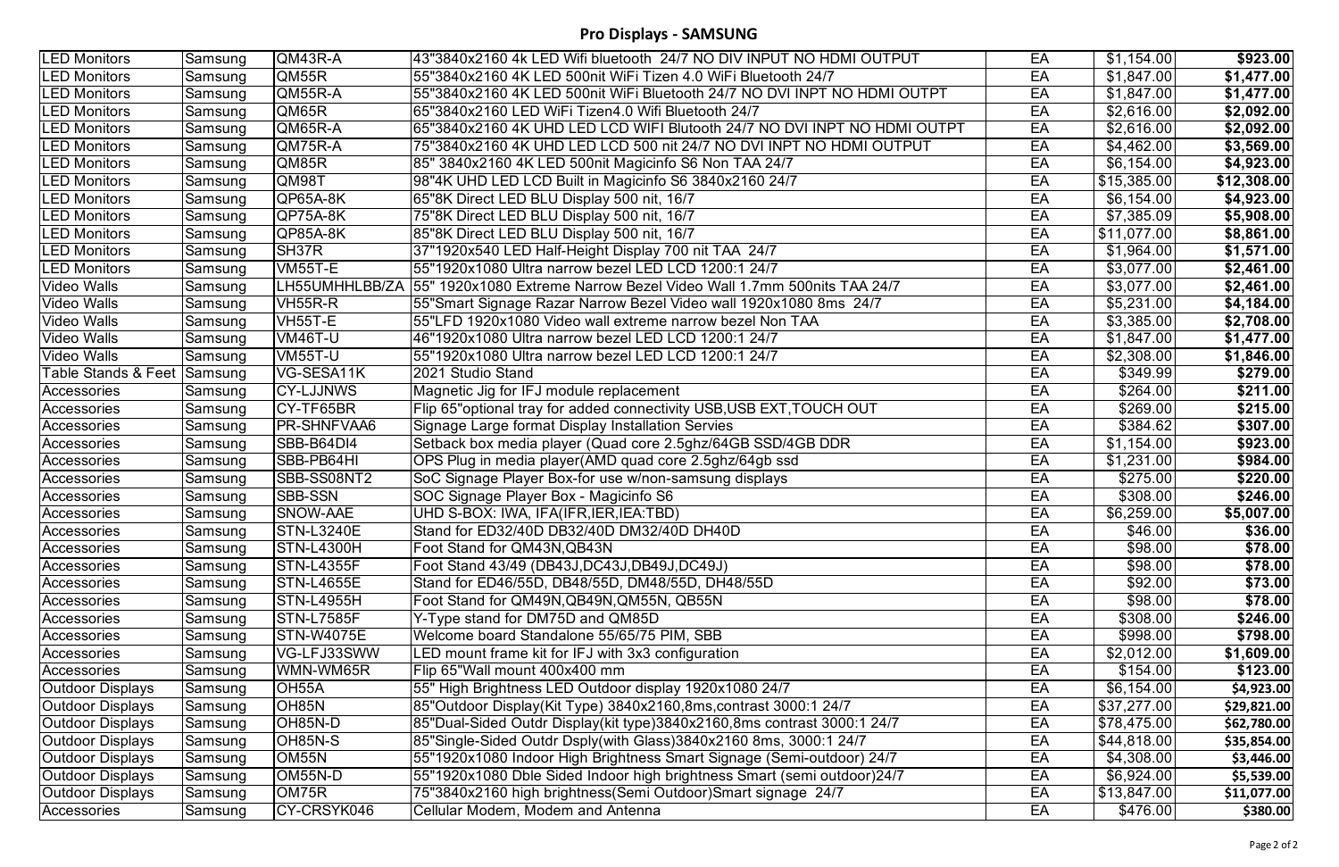## Pro Displays - SAMSUNG

| | | | | | | |
|---|---|---|---|---|---|---|
| LED Monitors | Samsung | QM43R-A | 43"3840x2160 4k LED Wifi bluetooth 24/7 NO DIV INPUT NO HDMI OUTPUT | EA | $1,154.00 | **$923.00** |
| LED Monitors | Samsung | QM55R | 55"3840x2160 4K LED 500nit WiFi Tizen 4.0 WiFi Bluetooth 24/7 | EA | $1,847.00 | **$1,477.00** |
| LED Monitors | Samsung | QM55R-A | 55"3840x2160 4K LED 500nit WiFi Bluetooth 24/7 NO DVI INPT NO HDMI OUTPT | EA | $1,847.00 | **$1,477.00** |
| LED Monitors | Samsung | QM65R | 65"3840x2160 LED WiFi Tizen4.0 Wifi Bluetooth 24/7 | EA | $2,616.00 | **$2,092.00** |
| LED Monitors | Samsung | QM65R-A | 65"3840x2160 4K UHD LED LCD WIFI Blutooth 24/7 NO DVI INPT NO HDMI OUTPT | EA | $2,616.00 | **$2,092.00** |
| LED Monitors | Samsung | QM75R-A | 75"3840x2160 4K UHD LED LCD 500 nit 24/7 NO DVI INPT NO HDMI OUTPUT | EA | $4,462.00 | **$3,569.00** |
| LED Monitors | Samsung | QM85R | 85" 3840x2160 4K LED 500nit Magicinfo S6 Non TAA 24/7 | EA | $6,154.00 | **$4,923.00** |
| LED Monitors | Samsung | QM98T | 98"4K UHD LED LCD Built in Magicinfo S6 3840x2160 24/7 | EA | $15,385.00 | **$12,308.00** |
| LED Monitors | Samsung | QP65A-8K | 65"8K Direct LED BLU Display 500 nit, 16/7 | EA | $6,154.00 | **$4,923.00** |
| LED Monitors | Samsung | QP75A-8K | 75"8K Direct LED BLU Display 500 nit, 16/7 | EA | $7,385.09 | **$5,908.00** |
| LED Monitors | Samsung | QP85A-8K | 85"8K Direct LED BLU Display 500 nit, 16/7 | EA | $11,077.00 | **$8,861.00** |
| LED Monitors | Samsung | SH37R | 37"1920x540 LED Half-Height Display 700 nit TAA 24/7 | EA | $1,964.00 | **$1,571.00** |
| LED Monitors | Samsung | VM55T-E | 55"1920x1080 Ultra narrow bezel LED LCD 1200:1 24/7 | EA | $3,077.00 | **$2,461.00** |
| Video Walls | Samsung | LH55UMHHLBB/ZA | 55" 1920x1080 Extreme Narrow Bezel Video Wall 1.7mm 500nits TAA 24/7 | EA | $3,077.00 | **$2,461.00** |
| Video Walls | Samsung | VH55R-R | 55"Smart Signage Razar Narrow Bezel Video wall 1920x1080 8ms 24/7 | EA | $5,231.00 | **$4,184.00** |
| Video Walls | Samsung | VH55T-E | 55"LFD 1920x1080 Video wall extreme narrow bezel Non TAA | EA | $3,385.00 | **$2,708.00** |
| Video Walls | Samsung | VM46T-U | 46"1920x1080 Ultra narrow bezel LED LCD 1200:1 24/7 | EA | $1,847.00 | **$1,477.00** |
| Video Walls | Samsung | VM55T-U | 55"1920x1080 Ultra narrow bezel LED LCD 1200:1 24/7 | EA | $2,308.00 | **$1,846.00** |
| Table Stands & Feet | Samsung | VG-SESA11K | 2021 Studio Stand | EA | $349.99 | **$279.00** |
| Accessories | Samsung | CY-LJJNWS | Magnetic Jig for IFJ module replacement | EA | $264.00 | **$211.00** |
| Accessories | Samsung | CY-TF65BR | Flip 65"optional tray for added connectivity USB,USB EXT,TOUCH OUT | EA | $269.00 | **$215.00** |
| Accessories | Samsung | PR-SHNFVAA6 | Signage Large format Display Installation Servies | EA | $384.62 | **$307.00** |
| Accessories | Samsung | SBB-B64DI4 | Setback box media player (Quad core 2.5ghz/64GB SSD/4GB DDR | EA | $1,154.00 | **$923.00** |
| Accessories | Samsung | SBB-PB64HI | OPS Plug in media player(AMD quad core 2.5ghz/64gb ssd | EA | $1,231.00 | **$984.00** |
| Accessories | Samsung | SBB-SS08NT2 | SoC Signage Player Box-for use w/non-samsung displays | EA | $275.00 | **$220.00** |
| Accessories | Samsung | SBB-SSN | SOC Signage Player Box - Magicinfo S6 | EA | $308.00 | **$246.00** |
| Accessories | Samsung | SNOW-AAE | UHD S-BOX: IWA, IFA(IFR,IER,IEA:TBD) | EA | $6,259.00 | **$5,007.00** |
| Accessories | Samsung | STN-L3240E | Stand for ED32/40D DB32/40D DM32/40D DH40D | EA | $46.00 | **$36.00** |
| Accessories | Samsung | STN-L4300H | Foot Stand for QM43N,QB43N | EA | $98.00 | **$78.00** |
| Accessories | Samsung | STN-L4355F | Foot Stand 43/49 (DB43J,DC43J,DB49J,DC49J) | EA | $98.00 | **$78.00** |
| Accessories | Samsung | STN-L4655E | Stand for ED46/55D, DB48/55D, DM48/55D, DH48/55D | EA | $92.00 | **$73.00** |
| Accessories | Samsung | STN-L4955H | Foot Stand for QM49N,QB49N,QM55N, QB55N | EA | $98.00 | **$78.00** |
| Accessories | Samsung | STN-L7585F | Y-Type stand for DM75D and QM85D | EA | $308.00 | **$246.00** |
| Accessories | Samsung | STN-W4075E | Welcome board Standalone 55/65/75 PIM, SBB | EA | $998.00 | **$798.00** |
| Accessories | Samsung | VG-LFJ33SWW | LED mount frame kit for IFJ with 3x3 configuration | EA | $2,012.00 | **$1,609.00** |
| Accessories | Samsung | WMN-WM65R | Flip 65"Wall mount 400x400 mm | EA | $154.00 | **$123.00** |
| Outdoor Displays | Samsung | OH55A | 55" High Brightness LED Outdoor display 1920x1080 24/7 | EA | $6,154.00 | **$4,923.00** |
| Outdoor Displays | Samsung | OH85N | 85"Outdoor Display(Kit Type) 3840x2160,8ms,contrast 3000:1 24/7 | EA | $37,277.00 | **$29,821.00** |
| Outdoor Displays | Samsung | OH85N-D | 85"Dual-Sided Outdr Display(kit type)3840x2160,8ms contrast 3000:1 24/7 | EA | $78,475.00 | **$62,780.00** |
| Outdoor Displays | Samsung | OH85N-S | 85"Single-Sided Outdr Dsply(with Glass)3840x2160 8ms, 3000:1 24/7 | EA | $44,818.00 | **$35,854.00** |
| Outdoor Displays | Samsung | OM55N | 55"1920x1080 Indoor High Brightness Smart Signage (Semi-outdoor) 24/7 | EA | $4,308.00 | **$3,446.00** |
| Outdoor Displays | Samsung | OM55N-D | 55"1920x1080 Dble Sided Indoor high brightness Smart (semi outdoor)24/7 | EA | $6,924.00 | **$5,539.00** |
| Outdoor Displays | Samsung | OM75R | 75"3840x2160 high brightness(Semi Outdoor)Smart signage 24/7 | EA | $13,847.00 | **$11,077.00** |
| Accessories | Samsung | CY-CRSYK046 | Cellular Modem, Modem and Antenna | EA | $476.00 | **$380.00** |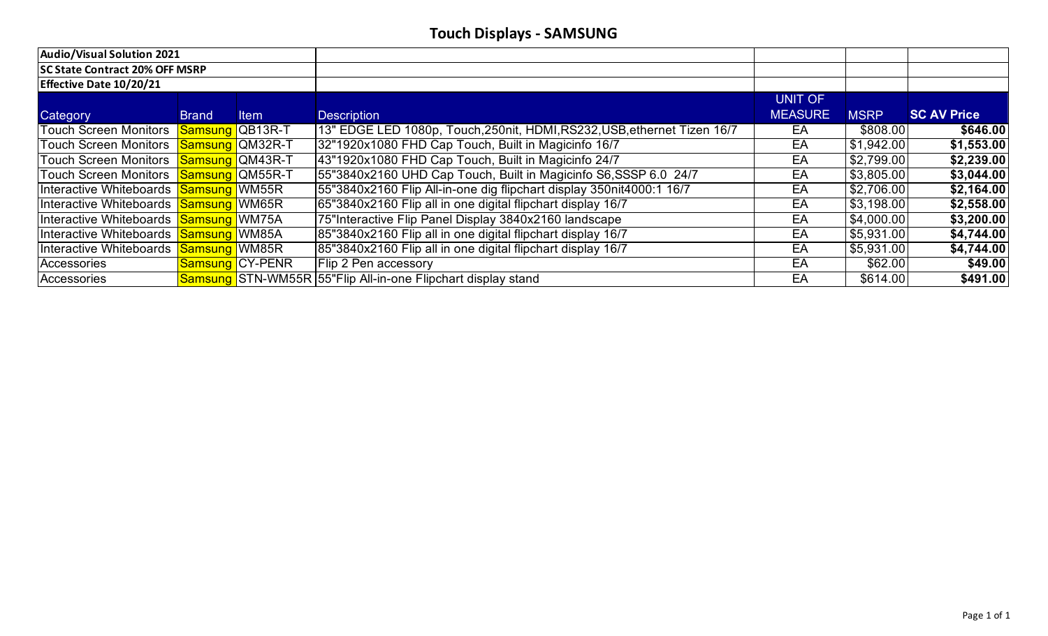# Touch Displays - SAMSUNG

| | | | | | | |
|---|---|---|---|---|---|---|
| **Audio/Visual Solution 2021** | | | | | | |
| **SC State Contract 20% OFF MSRP** | | | | | | |
| **Effective Date 10/20/21** | | | | | | |
| Category | Brand | Item | Description | UNIT OF MEASURE | MSRP | SC AV Price |
| Touch Screen Monitors | Samsung | QB13R-T | 13" EDGE LED 1080p, Touch,250nit, HDMI,RS232,USB,ethernet Tizen 16/7 | EA | $808.00 | **$646.00** |
| Touch Screen Monitors | Samsung | QM32R-T | 32"1920x1080 FHD Cap Touch, Built in Magicinfo 16/7 | EA | $1,942.00 | **$1,553.00** |
| Touch Screen Monitors | Samsung | QM43R-T | 43"1920x1080 FHD Cap Touch, Built in Magicinfo 24/7 | EA | $2,799.00 | **$2,239.00** |
| Touch Screen Monitors | Samsung | QM55R-T | 55"3840x2160 UHD Cap Touch, Built in Magicinfo S6,SSSP 6.0 24/7 | EA | $3,805.00 | **$3,044.00** |
| Interactive Whiteboards | Samsung | WM55R | 55"3840x2160 Flip All-in-one dig flipchart display 350nit4000:1 16/7 | EA | $2,706.00 | **$2,164.00** |
| Interactive Whiteboards | Samsung | WM65R | 65"3840x2160 Flip all in one digital flipchart display 16/7 | EA | $3,198.00 | **$2,558.00** |
| Interactive Whiteboards | Samsung | WM75A | 75"Interactive Flip Panel Display 3840x2160 landscape | EA | $4,000.00 | **$3,200.00** |
| Interactive Whiteboards | Samsung | WM85A | 85"3840x2160 Flip all in one digital flipchart display 16/7 | EA | $5,931.00 | **$4,744.00** |
| Interactive Whiteboards | Samsung | WM85R | 85"3840x2160 Flip all in one digital flipchart display 16/7 | EA | $5,931.00 | **$4,744.00** |
| Accessories | Samsung | CY-PENR | Flip 2 Pen accessory | EA | $62.00 | **$49.00** |
| Accessories | Samsung | STN-WM55R | 55"Flip All-in-one Flipchart display stand | EA | $614.00 | **$491.00** |